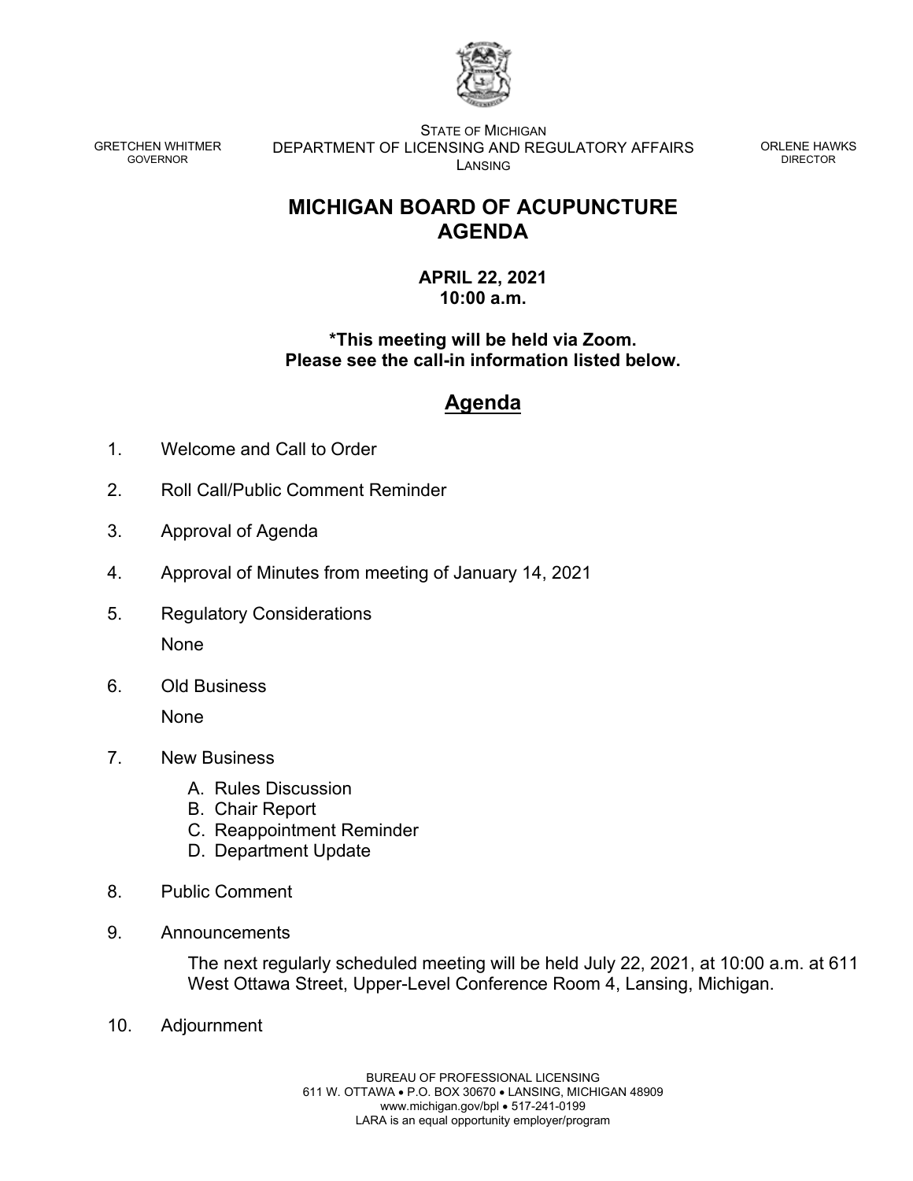GRETCHEN WHITMER
GOVERNOR

STATE OF MICHIGAN
DEPARTMENT OF LICENSING AND REGULATORY AFFAIRS
LANSING

ORLENE HAWKS
DIRECTOR

# MICHIGAN BOARD OF ACUPUNCTURE AGENDA

**APRIL 22, 2021**
**10:00 a.m.**

**\*This meeting will be held via Zoom.**
**Please see the call-in information listed below.**

## Agenda

1. Welcome and Call to Order

2. Roll Call/Public Comment Reminder

3. Approval of Agenda

4. Approval of Minutes from meeting of January 14, 2021

5. Regulatory Considerations

   None

6. Old Business

   None

7. New Business

   A. Rules Discussion
   B. Chair Report
   C. Reappointment Reminder
   D. Department Update

8. Public Comment

9. Announcements

   The next regularly scheduled meeting will be held July 22, 2021, at 10:00 a.m. at 611 West Ottawa Street, Upper-Level Conference Room 4, Lansing, Michigan.

10. Adjournment

BUREAU OF PROFESSIONAL LICENSING
611 W. OTTAWA • P.O. BOX 30670 • LANSING, MICHIGAN 48909
www.michigan.gov/bpl • 517-241-0199
LARA is an equal opportunity employer/program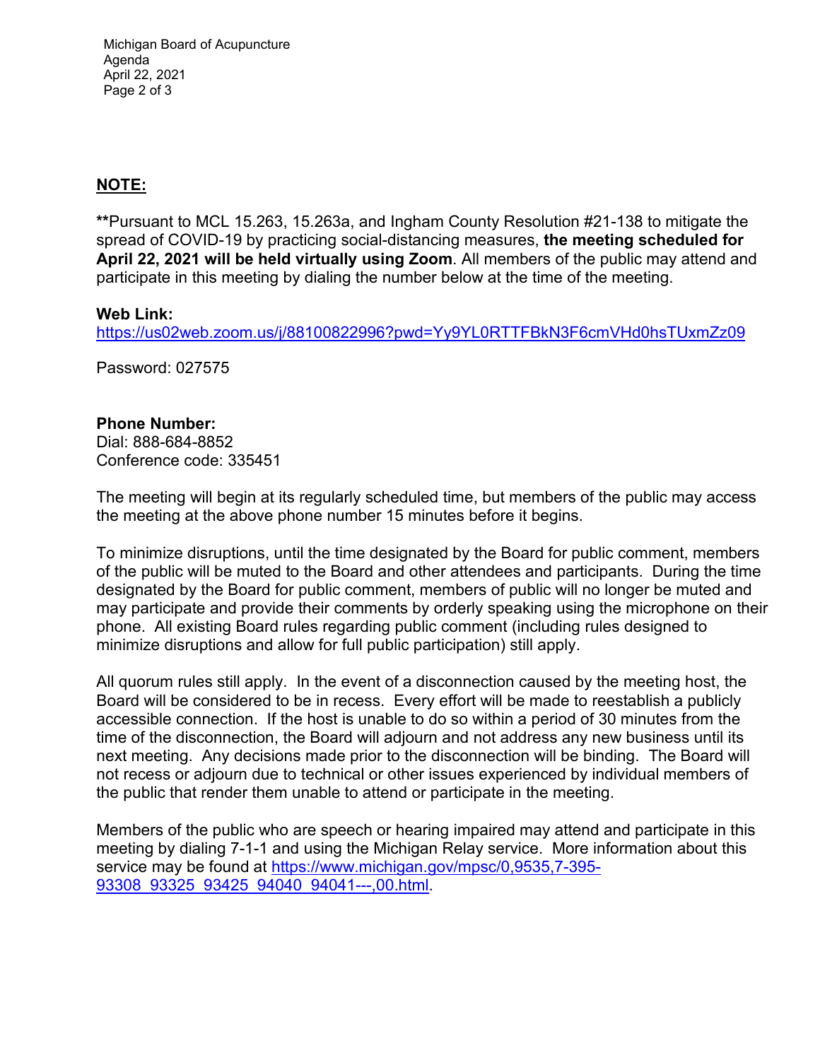## NOTE:

**Pursuant to MCL 15.263, 15.263a, and Ingham County Resolution #21-138 to mitigate the spread of COVID-19 by practicing social-distancing measures, **the meeting scheduled for April 22, 2021 will be held virtually using Zoom**. All members of the public may attend and participate in this meeting by dialing the number below at the time of the meeting.

**Web Link:**
https://us02web.zoom.us/j/88100822996?pwd=Yy9YL0RTTFBkN3F6cmVHd0hsTUxmZz09

Password: 027575

**Phone Number:**
Dial: 888-684-8852
Conference code: 335451

The meeting will begin at its regularly scheduled time, but members of the public may access the meeting at the above phone number 15 minutes before it begins.

To minimize disruptions, until the time designated by the Board for public comment, members of the public will be muted to the Board and other attendees and participants. During the time designated by the Board for public comment, members of public will no longer be muted and may participate and provide their comments by orderly speaking using the microphone on their phone. All existing Board rules regarding public comment (including rules designed to minimize disruptions and allow for full public participation) still apply.

All quorum rules still apply. In the event of a disconnection caused by the meeting host, the Board will be considered to be in recess. Every effort will be made to reestablish a publicly accessible connection. If the host is unable to do so within a period of 30 minutes from the time of the disconnection, the Board will adjourn and not address any new business until its next meeting. Any decisions made prior to the disconnection will be binding. The Board will not recess or adjourn due to technical or other issues experienced by individual members of the public that render them unable to attend or participate in the meeting.

Members of the public who are speech or hearing impaired may attend and participate in this meeting by dialing 7-1-1 and using the Michigan Relay service. More information about this service may be found at https://www.michigan.gov/mpsc/0,9535,7-395-93308_93325_93425_94040_94041---,00.html.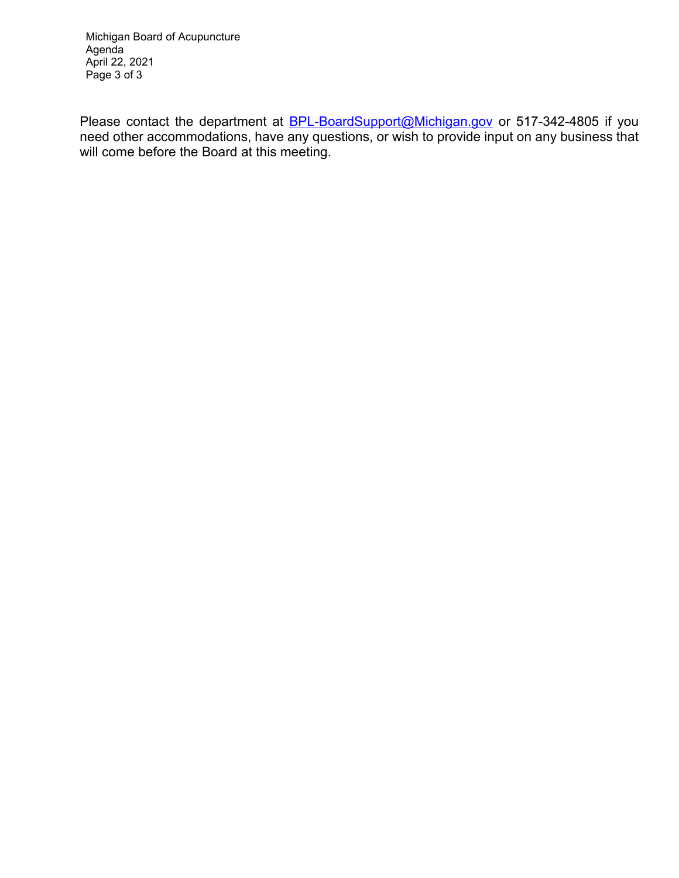Please contact the department at BPL-BoardSupport@Michigan.gov or 517-342-4805 if you need other accommodations, have any questions, or wish to provide input on any business that will come before the Board at this meeting.